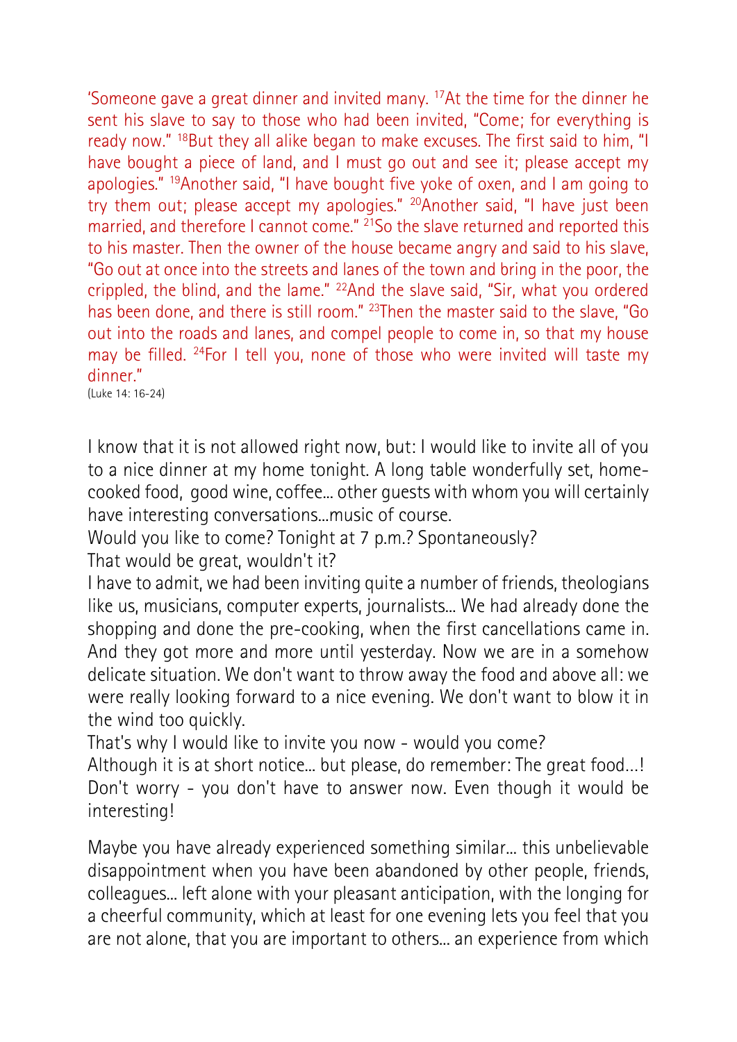'Someone gave a great dinner and invited many. [17]At the time for the dinner he sent his slave to say to those who had been invited, "Come; for everything is ready now." [18]But they all alike began to make excuses. The first said to him, "I have bought a piece of land, and I must go out and see it; please accept my apologies." [19]Another said, "I have bought five yoke of oxen, and I am going to try them out; please accept my apologies." [20]Another said, "I have just been married, and therefore I cannot come." [21]So the slave returned and reported this to his master. Then the owner of the house became angry and said to his slave, "Go out at once into the streets and lanes of the town and bring in the poor, the crippled, the blind, and the lame." [22]And the slave said, "Sir, what you ordered has been done, and there is still room." [23]Then the master said to the slave, "Go out into the roads and lanes, and compel people to come in, so that my house may be filled. [24]For I tell you, none of those who were invited will taste my dinner."

(Luke 14: 16-24)

I know that it is not allowed right now, but: I would like to invite all of you to a nice dinner at my home tonight. A long table wonderfully set, home-cooked food, good wine, coffee... other guests with whom you will certainly have interesting conversations...music of course.

Would you like to come? Tonight at 7 p.m.? Spontaneously?

That would be great, wouldn't it?

I have to admit, we had been inviting quite a number of friends, theologians like us, musicians, computer experts, journalists... We had already done the shopping and done the pre-cooking, when the first cancellations came in. And they got more and more until yesterday. Now we are in a somehow delicate situation. We don't want to throw away the food and above all: we were really looking forward to a nice evening. We don't want to blow it in the wind too quickly.

That's why I would like to invite you now - would you come?

Although it is at short notice... but please, do remember: The great food...! Don't worry - you don't have to answer now. Even though it would be interesting!

Maybe you have already experienced something similar... this unbelievable disappointment when you have been abandoned by other people, friends, colleagues... left alone with your pleasant anticipation, with the longing for a cheerful community, which at least for one evening lets you feel that you are not alone, that you are important to others... an experience from which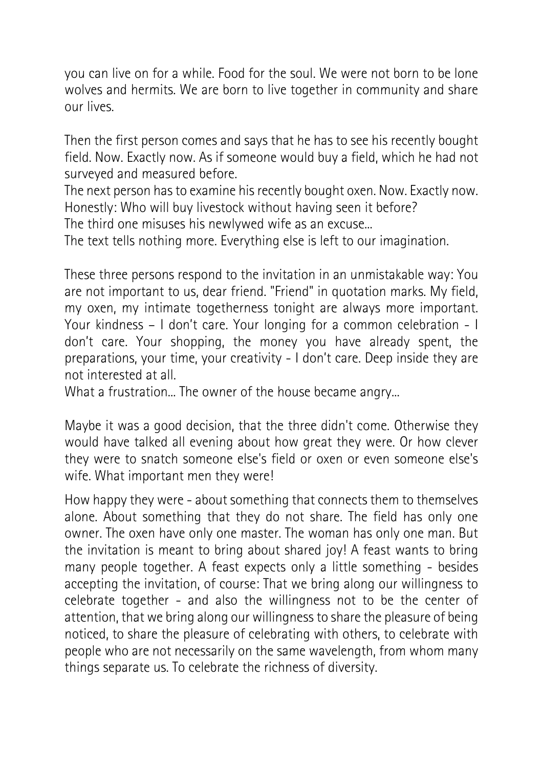you can live on for a while. Food for the soul. We were not born to be lone wolves and hermits. We are born to live together in community and share our lives.

Then the first person comes and says that he has to see his recently bought field. Now. Exactly now. As if someone would buy a field, which he had not surveyed and measured before.
The next person has to examine his recently bought oxen. Now. Exactly now. Honestly: Who will buy livestock without having seen it before?
The third one misuses his newlywed wife as an excuse...
The text tells nothing more. Everything else is left to our imagination.

These three persons respond to the invitation in an unmistakable way: You are not important to us, dear friend. "Friend" in quotation marks. My field, my oxen, my intimate togetherness tonight are always more important. Your kindness – I don't care. Your longing for a common celebration - I don't care. Your shopping, the money you have already spent, the preparations, your time, your creativity - I don't care. Deep inside they are not interested at all.
What a frustration... The owner of the house became angry...

Maybe it was a good decision, that the three didn't come. Otherwise they would have talked all evening about how great they were. Or how clever they were to snatch someone else's field or oxen or even someone else's wife. What important men they were!

How happy they were - about something that connects them to themselves alone. About something that they do not share. The field has only one owner. The oxen have only one master. The woman has only one man. But the invitation is meant to bring about shared joy! A feast wants to bring many people together. A feast expects only a little something - besides accepting the invitation, of course: That we bring along our willingness to celebrate together - and also the willingness not to be the center of attention, that we bring along our willingness to share the pleasure of being noticed, to share the pleasure of celebrating with others, to celebrate with people who are not necessarily on the same wavelength, from whom many things separate us. To celebrate the richness of diversity.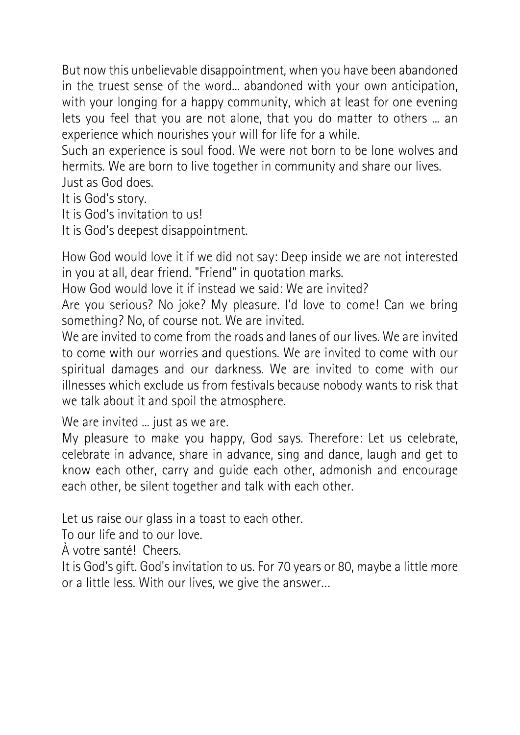But now this unbelievable disappointment, when you have been abandoned in the truest sense of the word... abandoned with your own anticipation, with your longing for a happy community, which at least for one evening lets you feel that you are not alone, that you do matter to others ... an experience which nourishes your will for life for a while.

Such an experience is soul food. We were not born to be lone wolves and hermits. We are born to live together in community and share our lives.

Just as God does.

It is God's story.

It is God's invitation to us!

It is God's deepest disappointment.

How God would love it if we did not say: Deep inside we are not interested in you at all, dear friend. "Friend" in quotation marks.

How God would love it if instead we said: We are invited?

Are you serious? No joke? My pleasure. I'd love to come! Can we bring something? No, of course not. We are invited.

We are invited to come from the roads and lanes of our lives. We are invited to come with our worries and questions. We are invited to come with our spiritual damages and our darkness. We are invited to come with our illnesses which exclude us from festivals because nobody wants to risk that we talk about it and spoil the atmosphere.

We are invited ... just as we are.

My pleasure to make you happy, God says. Therefore: Let us celebrate, celebrate in advance, share in advance, sing and dance, laugh and get to know each other, carry and guide each other, admonish and encourage each other, be silent together and talk with each other.

Let us raise our glass in a toast to each other.

To our life and to our love.

À votre santé! Cheers.

It is God's gift. God's invitation to us. For 70 years or 80, maybe a little more or a little less. With our lives, we give the answer...